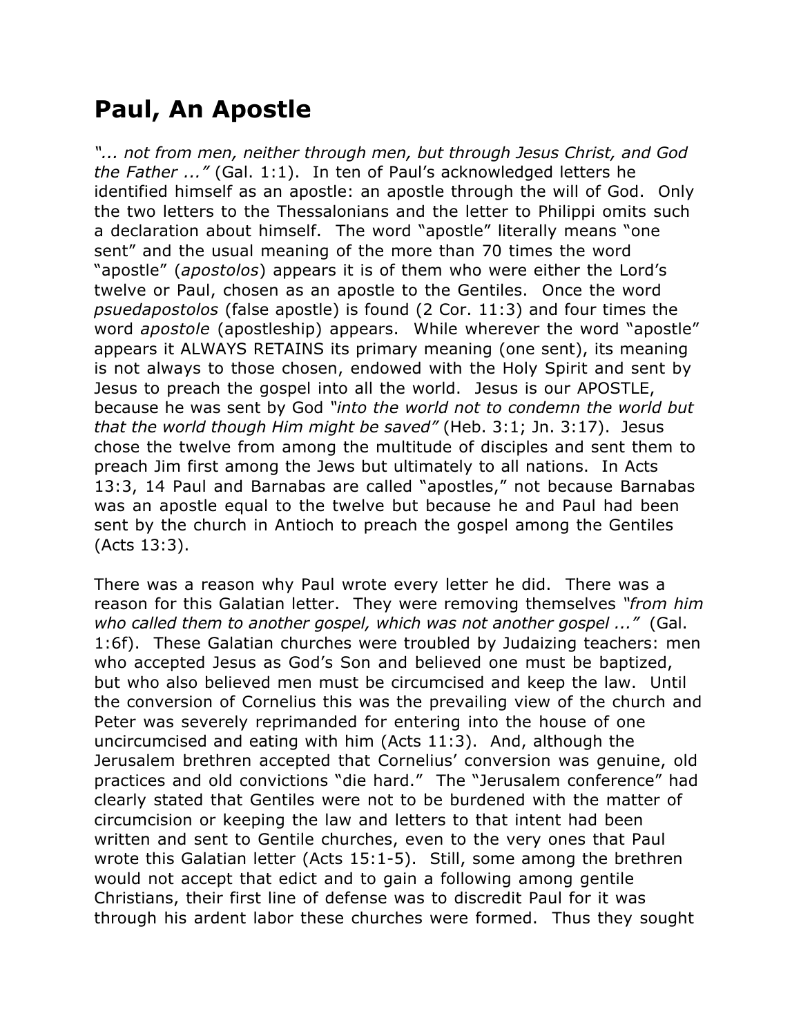# Paul, An Apostle

*"... not from men, neither through men, but through Jesus Christ, and God the Father ..."* (Gal. 1:1). In ten of Paul's acknowledged letters he identified himself as an apostle: an apostle through the will of God. Only the two letters to the Thessalonians and the letter to Philippi omits such a declaration about himself. The word "apostle" literally means "one sent" and the usual meaning of the more than 70 times the word "apostle" (*apostolos*) appears it is of them who were either the Lord's twelve or Paul, chosen as an apostle to the Gentiles. Once the word *psuedapostolos* (false apostle) is found (2 Cor. 11:3) and four times the word *apostole* (apostleship) appears. While wherever the word "apostle" appears it ALWAYS RETAINS its primary meaning (one sent), its meaning is not always to those chosen, endowed with the Holy Spirit and sent by Jesus to preach the gospel into all the world. Jesus is our APOSTLE, because he was sent by God *"into the world not to condemn the world but that the world though Him might be saved"* (Heb. 3:1; Jn. 3:17). Jesus chose the twelve from among the multitude of disciples and sent them to preach Jim first among the Jews but ultimately to all nations. In Acts 13:3, 14 Paul and Barnabas are called "apostles," not because Barnabas was an apostle equal to the twelve but because he and Paul had been sent by the church in Antioch to preach the gospel among the Gentiles (Acts 13:3).

There was a reason why Paul wrote every letter he did. There was a reason for this Galatian letter. They were removing themselves *"from him who called them to another gospel, which was not another gospel ..."* (Gal. 1:6f). These Galatian churches were troubled by Judaizing teachers: men who accepted Jesus as God's Son and believed one must be baptized, but who also believed men must be circumcised and keep the law. Until the conversion of Cornelius this was the prevailing view of the church and Peter was severely reprimanded for entering into the house of one uncircumcised and eating with him (Acts 11:3). And, although the Jerusalem brethren accepted that Cornelius' conversion was genuine, old practices and old convictions "die hard." The "Jerusalem conference" had clearly stated that Gentiles were not to be burdened with the matter of circumcision or keeping the law and letters to that intent had been written and sent to Gentile churches, even to the very ones that Paul wrote this Galatian letter (Acts 15:1-5). Still, some among the brethren would not accept that edict and to gain a following among gentile Christians, their first line of defense was to discredit Paul for it was through his ardent labor these churches were formed. Thus they sought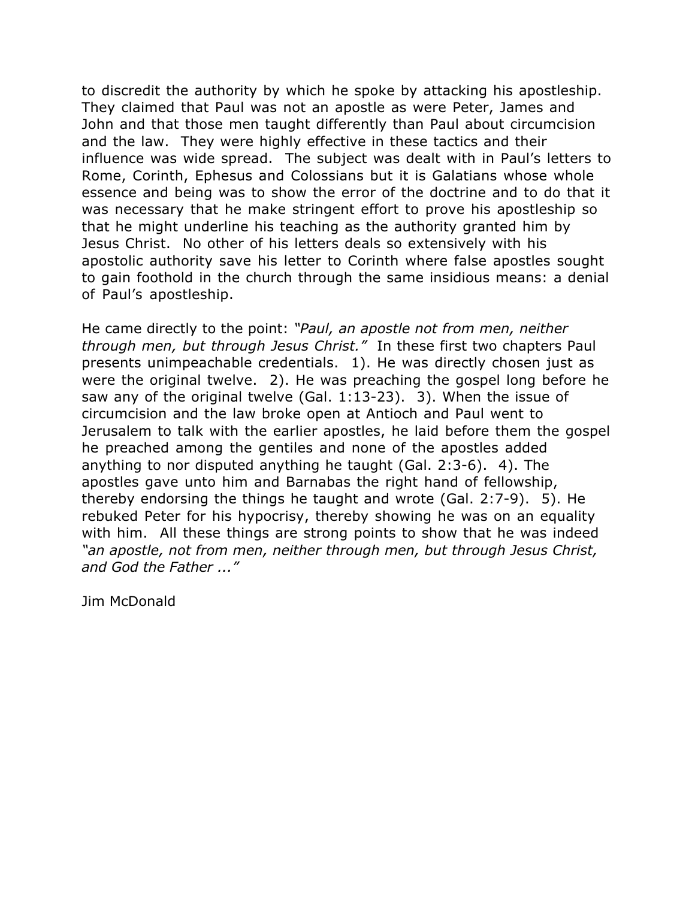to discredit the authority by which he spoke by attacking his apostleship. They claimed that Paul was not an apostle as were Peter, James and John and that those men taught differently than Paul about circumcision and the law. They were highly effective in these tactics and their influence was wide spread. The subject was dealt with in Paul's letters to Rome, Corinth, Ephesus and Colossians but it is Galatians whose whole essence and being was to show the error of the doctrine and to do that it was necessary that he make stringent effort to prove his apostleship so that he might underline his teaching as the authority granted him by Jesus Christ. No other of his letters deals so extensively with his apostolic authority save his letter to Corinth where false apostles sought to gain foothold in the church through the same insidious means: a denial of Paul's apostleship.

He came directly to the point: *"Paul, an apostle not from men, neither through men, but through Jesus Christ."* In these first two chapters Paul presents unimpeachable credentials. 1). He was directly chosen just as were the original twelve. 2). He was preaching the gospel long before he saw any of the original twelve (Gal. 1:13-23). 3). When the issue of circumcision and the law broke open at Antioch and Paul went to Jerusalem to talk with the earlier apostles, he laid before them the gospel he preached among the gentiles and none of the apostles added anything to nor disputed anything he taught (Gal. 2:3-6). 4). The apostles gave unto him and Barnabas the right hand of fellowship, thereby endorsing the things he taught and wrote (Gal. 2:7-9). 5). He rebuked Peter for his hypocrisy, thereby showing he was on an equality with him. All these things are strong points to show that he was indeed *"an apostle, not from men, neither through men, but through Jesus Christ, and God the Father ..."*

Jim McDonald